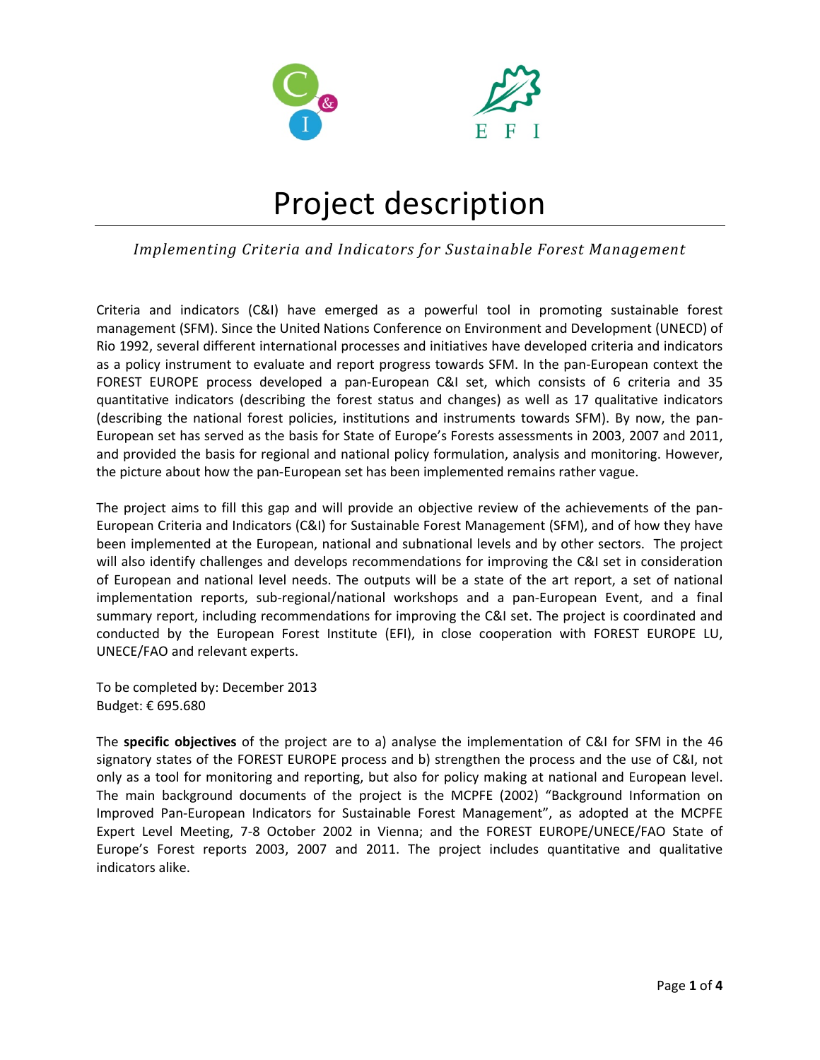# Project description

*Implementing Criteria and Indicators for Sustainable Forest Management*

Criteria and indicators (C&I) have emerged as a powerful tool in promoting sustainable forest management (SFM). Since the United Nations Conference on Environment and Development (UNECD) of Rio 1992, several different international processes and initiatives have developed criteria and indicators as a policy instrument to evaluate and report progress towards SFM. In the pan-European context the FOREST EUROPE process developed a pan-European C&I set, which consists of 6 criteria and 35 quantitative indicators (describing the forest status and changes) as well as 17 qualitative indicators (describing the national forest policies, institutions and instruments towards SFM). By now, the pan-European set has served as the basis for State of Europe's Forests assessments in 2003, 2007 and 2011, and provided the basis for regional and national policy formulation, analysis and monitoring. However, the picture about how the pan-European set has been implemented remains rather vague.

The project aims to fill this gap and will provide an objective review of the achievements of the pan-European Criteria and Indicators (C&I) for Sustainable Forest Management (SFM), and of how they have been implemented at the European, national and subnational levels and by other sectors. The project will also identify challenges and develops recommendations for improving the C&I set in consideration of European and national level needs. The outputs will be a state of the art report, a set of national implementation reports, sub-regional/national workshops and a pan-European Event, and a final summary report, including recommendations for improving the C&I set. The project is coordinated and conducted by the European Forest Institute (EFI), in close cooperation with FOREST EUROPE LU, UNECE/FAO and relevant experts.

To be completed by: December 2013
Budget: € 695.680

The **specific objectives** of the project are to a) analyse the implementation of C&I for SFM in the 46 signatory states of the FOREST EUROPE process and b) strengthen the process and the use of C&I, not only as a tool for monitoring and reporting, but also for policy making at national and European level. The main background documents of the project is the MCPFE (2002) "Background Information on Improved Pan-European Indicators for Sustainable Forest Management", as adopted at the MCPFE Expert Level Meeting, 7-8 October 2002 in Vienna; and the FOREST EUROPE/UNECE/FAO State of Europe's Forest reports 2003, 2007 and 2011. The project includes quantitative and qualitative indicators alike.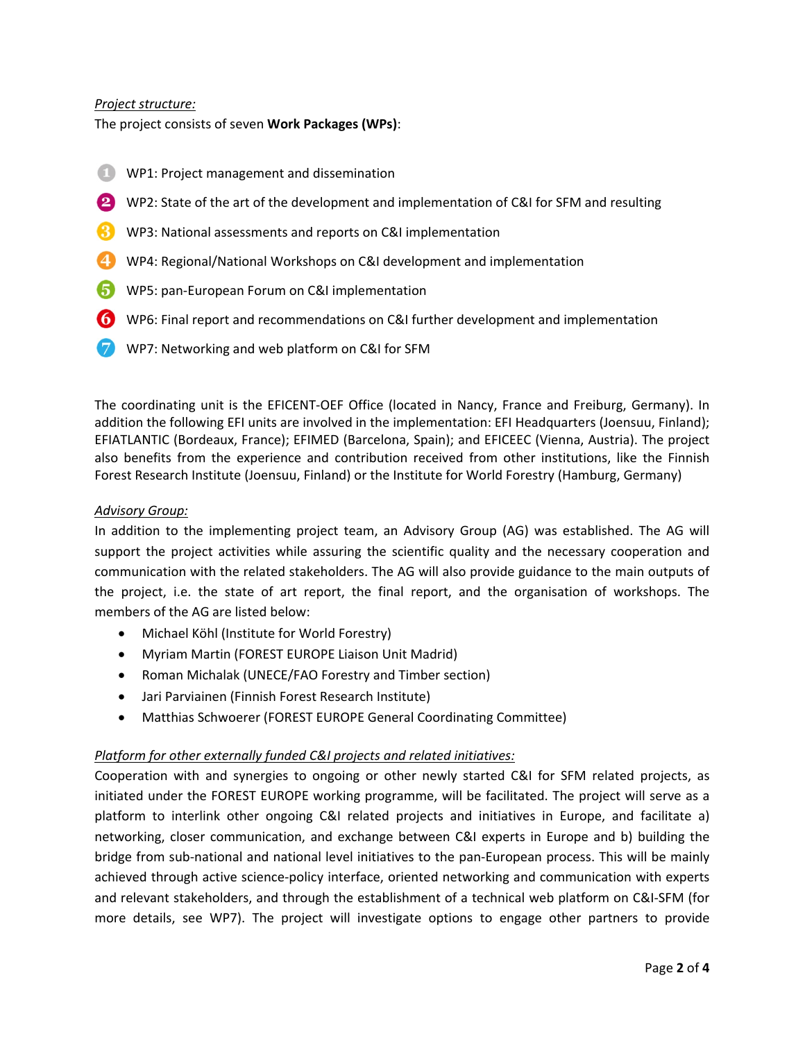*Project structure:*

The project consists of seven **Work Packages (WPs)**:

1. WP1: Project management and dissemination
2. WP2: State of the art of the development and implementation of C&I for SFM and resulting
3. WP3: National assessments and reports on C&I implementation
4. WP4: Regional/National Workshops on C&I development and implementation
5. WP5: pan-European Forum on C&I implementation
6. WP6: Final report and recommendations on C&I further development and implementation
7. WP7: Networking and web platform on C&I for SFM

The coordinating unit is the EFICENT-OEF Office (located in Nancy, France and Freiburg, Germany). In addition the following EFI units are involved in the implementation: EFI Headquarters (Joensuu, Finland); EFIATLANTIC (Bordeaux, France); EFIMED (Barcelona, Spain); and EFICEEC (Vienna, Austria). The project also benefits from the experience and contribution received from other institutions, like the Finnish Forest Research Institute (Joensuu, Finland) or the Institute for World Forestry (Hamburg, Germany)

*Advisory Group:*

In addition to the implementing project team, an Advisory Group (AG) was established. The AG will support the project activities while assuring the scientific quality and the necessary cooperation and communication with the related stakeholders. The AG will also provide guidance to the main outputs of the project, i.e. the state of art report, the final report, and the organisation of workshops. The members of the AG are listed below:

- Michael Köhl (Institute for World Forestry)
- Myriam Martin (FOREST EUROPE Liaison Unit Madrid)
- Roman Michalak (UNECE/FAO Forestry and Timber section)
- Jari Parviainen (Finnish Forest Research Institute)
- Matthias Schwoerer (FOREST EUROPE General Coordinating Committee)

*Platform for other externally funded C&I projects and related initiatives:*

Cooperation with and synergies to ongoing or other newly started C&I for SFM related projects, as initiated under the FOREST EUROPE working programme, will be facilitated. The project will serve as a platform to interlink other ongoing C&I related projects and initiatives in Europe, and facilitate a) networking, closer communication, and exchange between C&I experts in Europe and b) building the bridge from sub-national and national level initiatives to the pan-European process. This will be mainly achieved through active science-policy interface, oriented networking and communication with experts and relevant stakeholders, and through the establishment of a technical web platform on C&I-SFM (for more details, see WP7). The project will investigate options to engage other partners to provide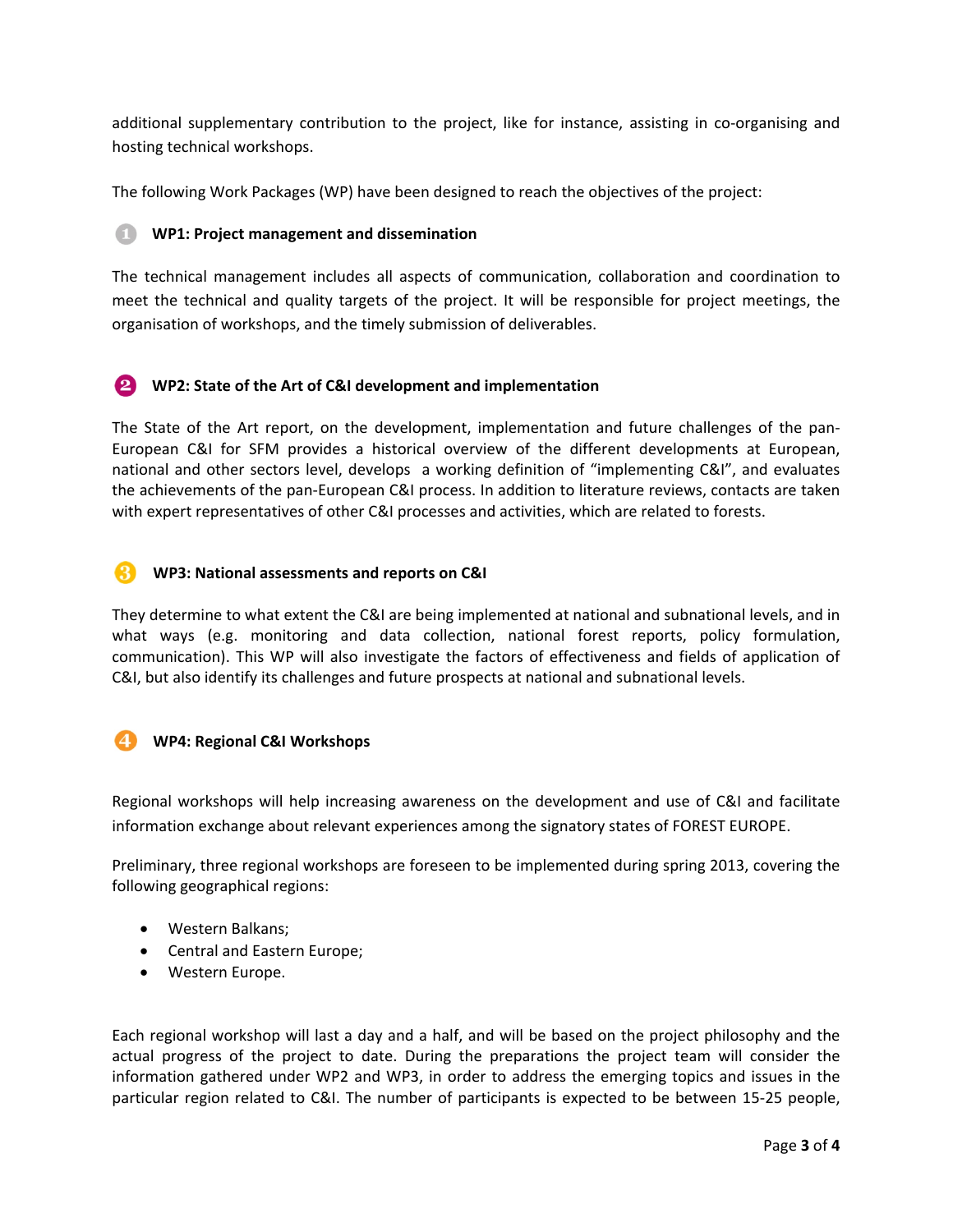additional supplementary contribution to the project, like for instance, assisting in co-organising and hosting technical workshops.

The following Work Packages (WP) have been designed to reach the objectives of the project:

### ❶ WP1: Project management and dissemination

The technical management includes all aspects of communication, collaboration and coordination to meet the technical and quality targets of the project. It will be responsible for project meetings, the organisation of workshops, and the timely submission of deliverables.

### ❷ WP2: State of the Art of C&I development and implementation

The State of the Art report, on the development, implementation and future challenges of the pan-European C&I for SFM provides a historical overview of the different developments at European, national and other sectors level, develops a working definition of "implementing C&I", and evaluates the achievements of the pan-European C&I process. In addition to literature reviews, contacts are taken with expert representatives of other C&I processes and activities, which are related to forests.

### ❸ WP3: National assessments and reports on C&I

They determine to what extent the C&I are being implemented at national and subnational levels, and in what ways (e.g. monitoring and data collection, national forest reports, policy formulation, communication). This WP will also investigate the factors of effectiveness and fields of application of C&I, but also identify its challenges and future prospects at national and subnational levels.

### ❹ WP4: Regional C&I Workshops

Regional workshops will help increasing awareness on the development and use of C&I and facilitate information exchange about relevant experiences among the signatory states of FOREST EUROPE.

Preliminary, three regional workshops are foreseen to be implemented during spring 2013, covering the following geographical regions:

- Western Balkans;
- Central and Eastern Europe;
- Western Europe.

Each regional workshop will last a day and a half, and will be based on the project philosophy and the actual progress of the project to date. During the preparations the project team will consider the information gathered under WP2 and WP3, in order to address the emerging topics and issues in the particular region related to C&I. The number of participants is expected to be between 15-25 people,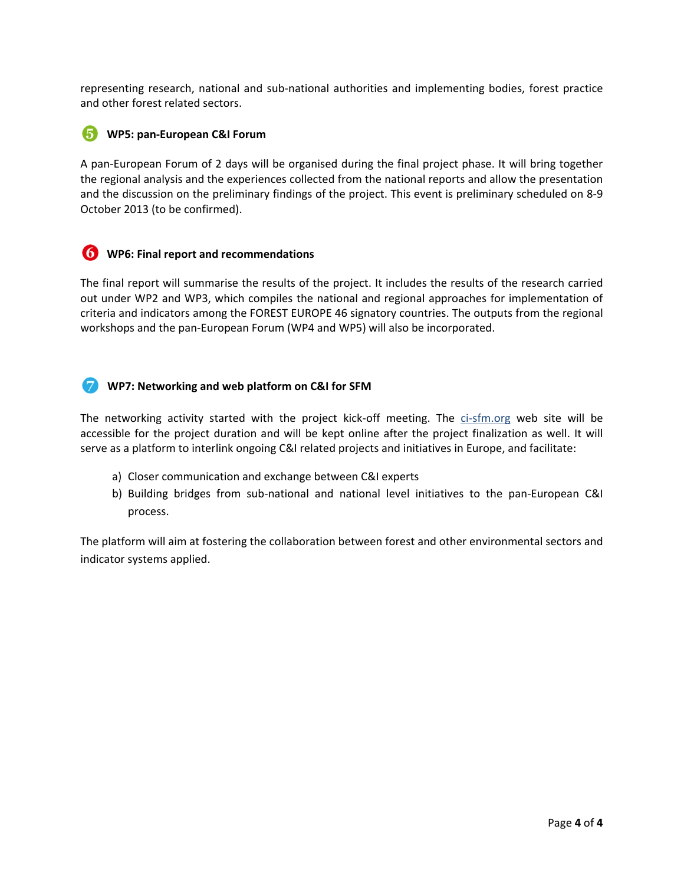representing research, national and sub-national authorities and implementing bodies, forest practice and other forest related sectors.

### ❺ WP5: pan-European C&I Forum

A pan-European Forum of 2 days will be organised during the final project phase. It will bring together the regional analysis and the experiences collected from the national reports and allow the presentation and the discussion on the preliminary findings of the project. This event is preliminary scheduled on 8-9 October 2013 (to be confirmed).

### ❻ WP6: Final report and recommendations

The final report will summarise the results of the project. It includes the results of the research carried out under WP2 and WP3, which compiles the national and regional approaches for implementation of criteria and indicators among the FOREST EUROPE 46 signatory countries. The outputs from the regional workshops and the pan-European Forum (WP4 and WP5) will also be incorporated.

### ❼ WP7: Networking and web platform on C&I for SFM

The networking activity started with the project kick-off meeting. The ci-sfm.org web site will be accessible for the project duration and will be kept online after the project finalization as well. It will serve as a platform to interlink ongoing C&I related projects and initiatives in Europe, and facilitate:

a) Closer communication and exchange between C&I experts
b) Building bridges from sub-national and national level initiatives to the pan-European C&I process.

The platform will aim at fostering the collaboration between forest and other environmental sectors and indicator systems applied.